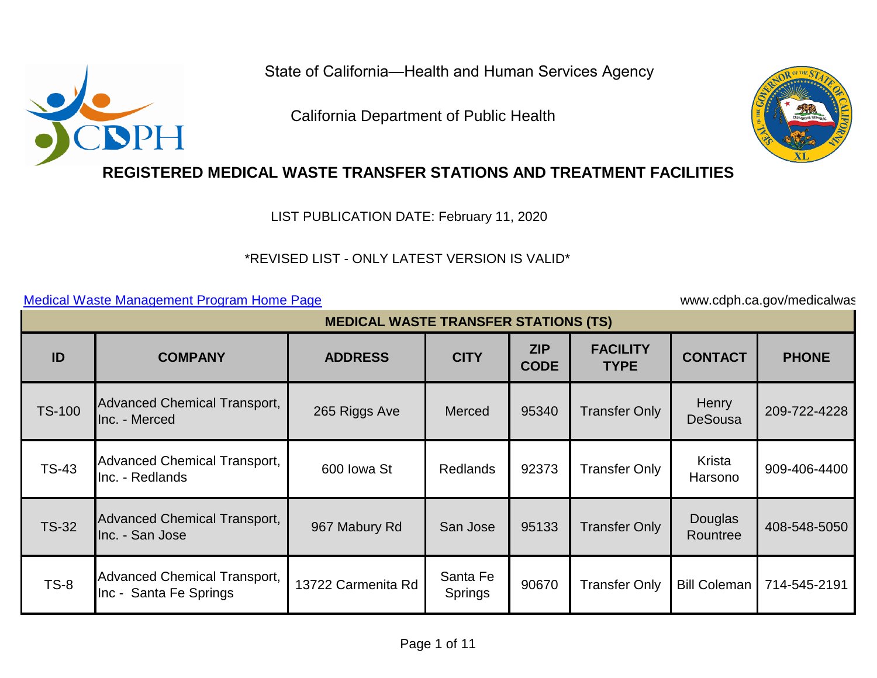State of California—Health and Human Services Agency

California Department of Public Health

# REGISTERED MEDICAL WASTE TRANSFER STATIONS AND TREATMENT FACILITIES

LIST PUBLICATION DATE: February 11, 2020

*REVISED LIST - ONLY LATEST VERSION IS VALID*

[Medical Waste Management Program Home Page](www.cdph.ca.gov/medicalwaste) www.cdph.ca.gov/medicalwas

## MEDICAL WASTE TRANSFER STATIONS (TS)

| ID | COMPANY | ADDRESS | CITY | ZIP CODE | FACILITY TYPE | CONTACT | PHONE |
|---|---|---|---|---|---|---|---|
| TS-100 | Advanced Chemical Transport, Inc. - Merced | 265 Riggs Ave | Merced | 95340 | Transfer Only | Henry DeSousa | 209-722-4228 |
| TS-43 | Advanced Chemical Transport, Inc. - Redlands | 600 Iowa St | Redlands | 92373 | Transfer Only | Krista Harsono | 909-406-4400 |
| TS-32 | Advanced Chemical Transport, Inc. - San Jose | 967 Mabury Rd | San Jose | 95133 | Transfer Only | Douglas Rountree | 408-548-5050 |
| TS-8 | Advanced Chemical Transport, Inc - Santa Fe Springs | 13722 Carmenita Rd | Santa Fe Springs | 90670 | Transfer Only | Bill Coleman | 714-545-2191 |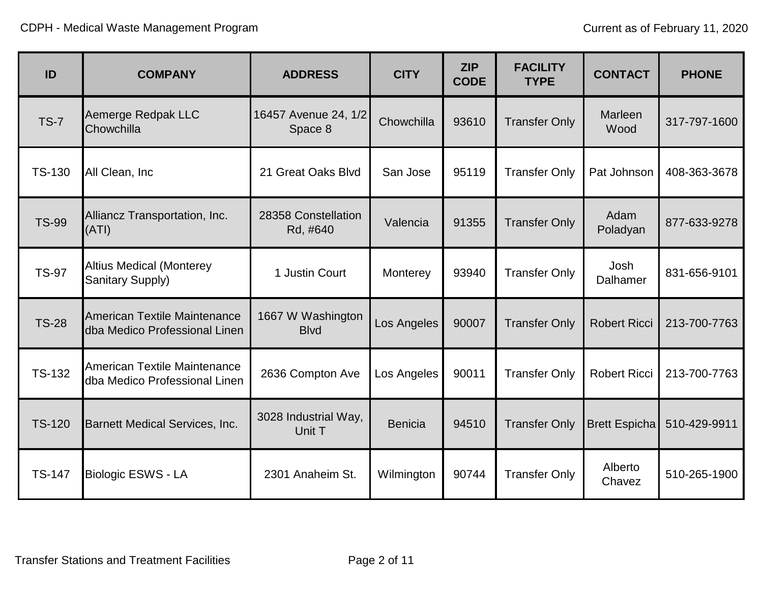| ID | COMPANY | ADDRESS | CITY | ZIP CODE | FACILITY TYPE | CONTACT | PHONE |
|---|---|---|---|---|---|---|---|
| TS-7 | Aemerge Redpak LLC Chowchilla | 16457 Avenue 24, 1/2 Space 8 | Chowchilla | 93610 | Transfer Only | Marleen Wood | 317-797-1600 |
| TS-130 | All Clean, Inc | 21 Great Oaks Blvd | San Jose | 95119 | Transfer Only | Pat Johnson | 408-363-3678 |
| TS-99 | Alliancz Transportation, Inc. (ATI) | 28358 Constellation Rd, #640 | Valencia | 91355 | Transfer Only | Adam Poladyan | 877-633-9278 |
| TS-97 | Altius Medical (Monterey Sanitary Supply) | 1 Justin Court | Monterey | 93940 | Transfer Only | Josh Dalhamer | 831-656-9101 |
| TS-28 | American Textile Maintenance dba Medico Professional Linen | 1667 W Washington Blvd | Los Angeles | 90007 | Transfer Only | Robert Ricci | 213-700-7763 |
| TS-132 | American Textile Maintenance dba Medico Professional Linen | 2636 Compton Ave | Los Angeles | 90011 | Transfer Only | Robert Ricci | 213-700-7763 |
| TS-120 | Barnett Medical Services, Inc. | 3028 Industrial Way, Unit T | Benicia | 94510 | Transfer Only | Brett Espicha | 510-429-9911 |
| TS-147 | Biologic ESWS - LA | 2301 Anaheim St. | Wilmington | 90744 | Transfer Only | Alberto Chavez | 510-265-1900 |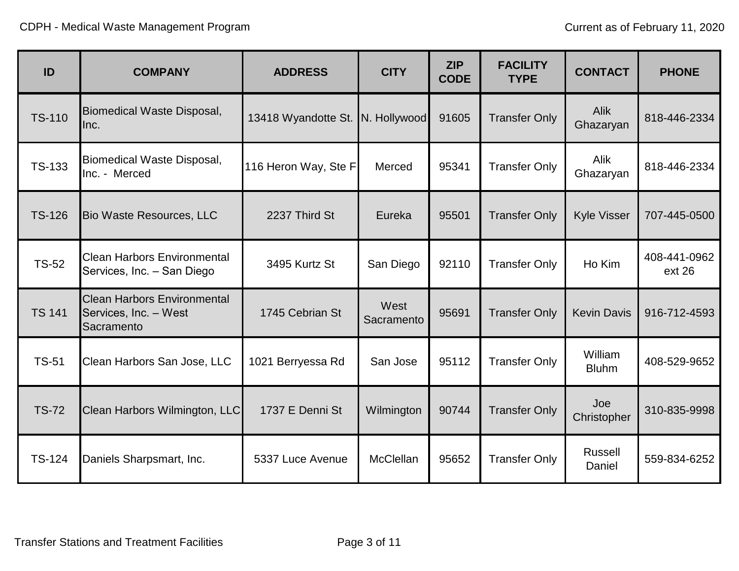| ID | COMPANY | ADDRESS | CITY | ZIP CODE | FACILITY TYPE | CONTACT | PHONE |
|---|---|---|---|---|---|---|---|
| TS-110 | Biomedical Waste Disposal, Inc. | 13418 Wyandotte St. | N. Hollywood | 91605 | Transfer Only | Alik Ghazaryan | 818-446-2334 |
| TS-133 | Biomedical Waste Disposal, Inc. - Merced | 116 Heron Way, Ste F | Merced | 95341 | Transfer Only | Alik Ghazaryan | 818-446-2334 |
| TS-126 | Bio Waste Resources, LLC | 2237 Third St | Eureka | 95501 | Transfer Only | Kyle Visser | 707-445-0500 |
| TS-52 | Clean Harbors Environmental Services, Inc. – San Diego | 3495 Kurtz St | San Diego | 92110 | Transfer Only | Ho Kim | 408-441-0962 ext 26 |
| TS 141 | Clean Harbors Environmental Services, Inc. – West Sacramento | 1745 Cebrian St | West Sacramento | 95691 | Transfer Only | Kevin Davis | 916-712-4593 |
| TS-51 | Clean Harbors San Jose, LLC | 1021 Berryessa Rd | San Jose | 95112 | Transfer Only | William Bluhm | 408-529-9652 |
| TS-72 | Clean Harbors Wilmington, LLC | 1737 E Denni St | Wilmington | 90744 | Transfer Only | Joe Christopher | 310-835-9998 |
| TS-124 | Daniels Sharpsmart, Inc. | 5337 Luce Avenue | McClellan | 95652 | Transfer Only | Russell Daniel | 559-834-6252 |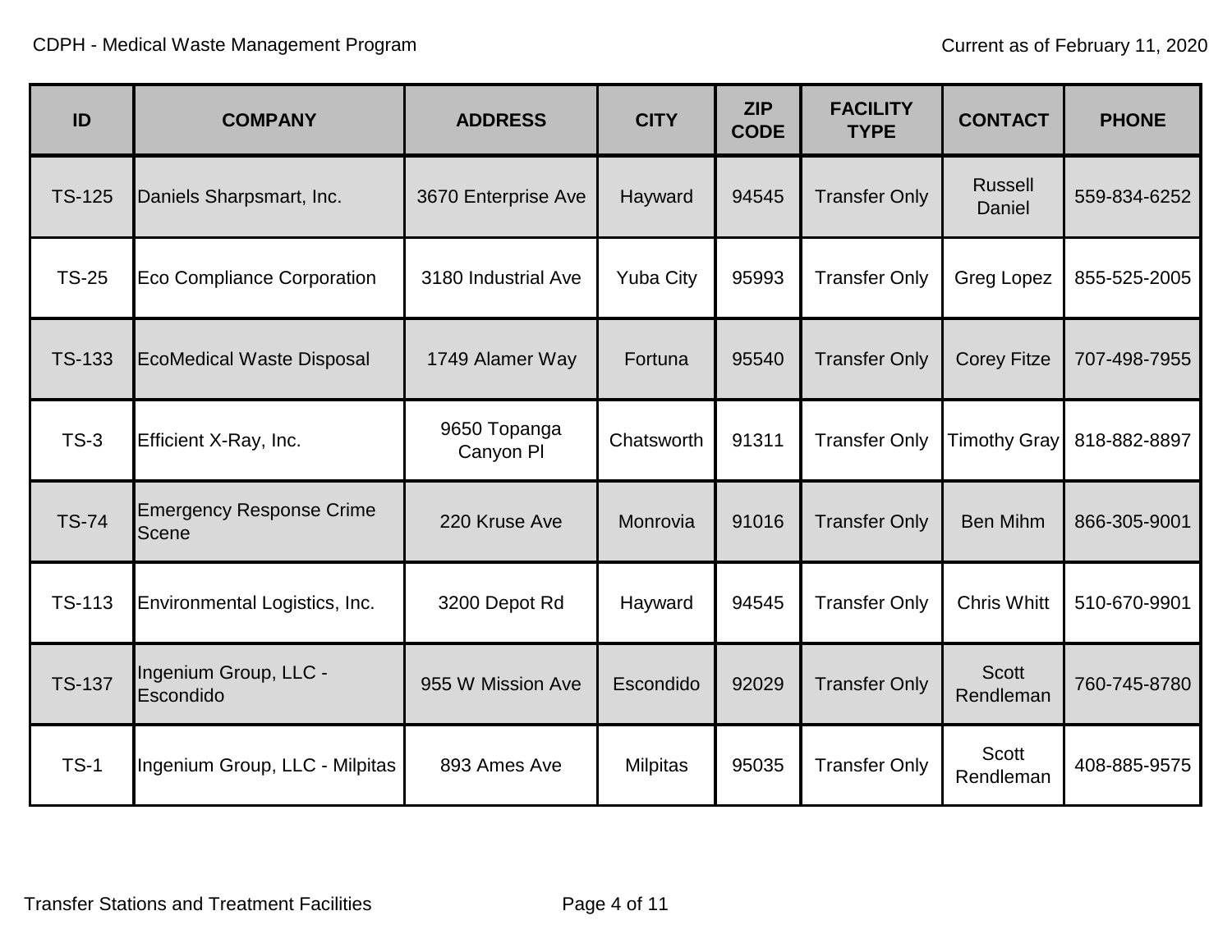| ID | COMPANY | ADDRESS | CITY | ZIP CODE | FACILITY TYPE | CONTACT | PHONE |
|---|---|---|---|---|---|---|---|
| TS-125 | Daniels Sharpsmart, Inc. | 3670 Enterprise Ave | Hayward | 94545 | Transfer Only | Russell Daniel | 559-834-6252 |
| TS-25 | Eco Compliance Corporation | 3180 Industrial Ave | Yuba City | 95993 | Transfer Only | Greg Lopez | 855-525-2005 |
| TS-133 | EcoMedical Waste Disposal | 1749 Alamer Way | Fortuna | 95540 | Transfer Only | Corey Fitze | 707-498-7955 |
| TS-3 | Efficient X-Ray, Inc. | 9650 Topanga Canyon Pl | Chatsworth | 91311 | Transfer Only | Timothy Gray | 818-882-8897 |
| TS-74 | Emergency Response Crime Scene | 220 Kruse Ave | Monrovia | 91016 | Transfer Only | Ben Mihm | 866-305-9001 |
| TS-113 | Environmental Logistics, Inc. | 3200 Depot Rd | Hayward | 94545 | Transfer Only | Chris Whitt | 510-670-9901 |
| TS-137 | Ingenium Group, LLC - Escondido | 955 W Mission Ave | Escondido | 92029 | Transfer Only | Scott Rendleman | 760-745-8780 |
| TS-1 | Ingenium Group, LLC - Milpitas | 893 Ames Ave | Milpitas | 95035 | Transfer Only | Scott Rendleman | 408-885-9575 |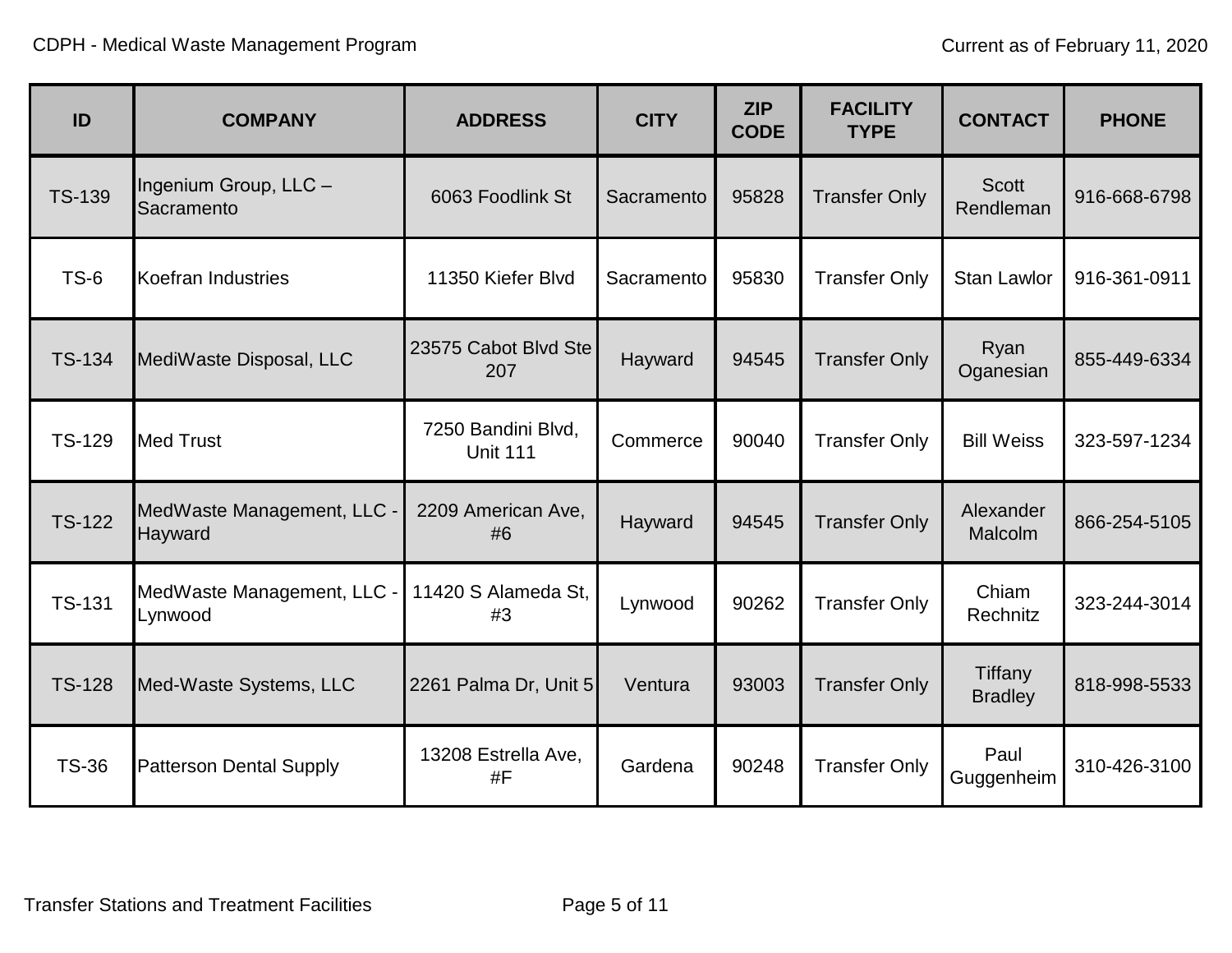| ID | COMPANY | ADDRESS | CITY | ZIP CODE | FACILITY TYPE | CONTACT | PHONE |
|---|---|---|---|---|---|---|---|
| TS-139 | Ingenium Group, LLC – Sacramento | 6063 Foodlink St | Sacramento | 95828 | Transfer Only | Scott Rendleman | 916-668-6798 |
| TS-6 | Koefran Industries | 11350 Kiefer Blvd | Sacramento | 95830 | Transfer Only | Stan Lawlor | 916-361-0911 |
| TS-134 | MediWaste Disposal, LLC | 23575 Cabot Blvd Ste 207 | Hayward | 94545 | Transfer Only | Ryan Oganesian | 855-449-6334 |
| TS-129 | Med Trust | 7250 Bandini Blvd, Unit 111 | Commerce | 90040 | Transfer Only | Bill Weiss | 323-597-1234 |
| TS-122 | MedWaste Management, LLC - Hayward | 2209 American Ave, #6 | Hayward | 94545 | Transfer Only | Alexander Malcolm | 866-254-5105 |
| TS-131 | MedWaste Management, LLC - Lynwood | 11420 S Alameda St, #3 | Lynwood | 90262 | Transfer Only | Chiam Rechnitz | 323-244-3014 |
| TS-128 | Med-Waste Systems, LLC | 2261 Palma Dr, Unit 5 | Ventura | 93003 | Transfer Only | Tiffany Bradley | 818-998-5533 |
| TS-36 | Patterson Dental Supply | 13208 Estrella Ave, #F | Gardena | 90248 | Transfer Only | Paul Guggenheim | 310-426-3100 |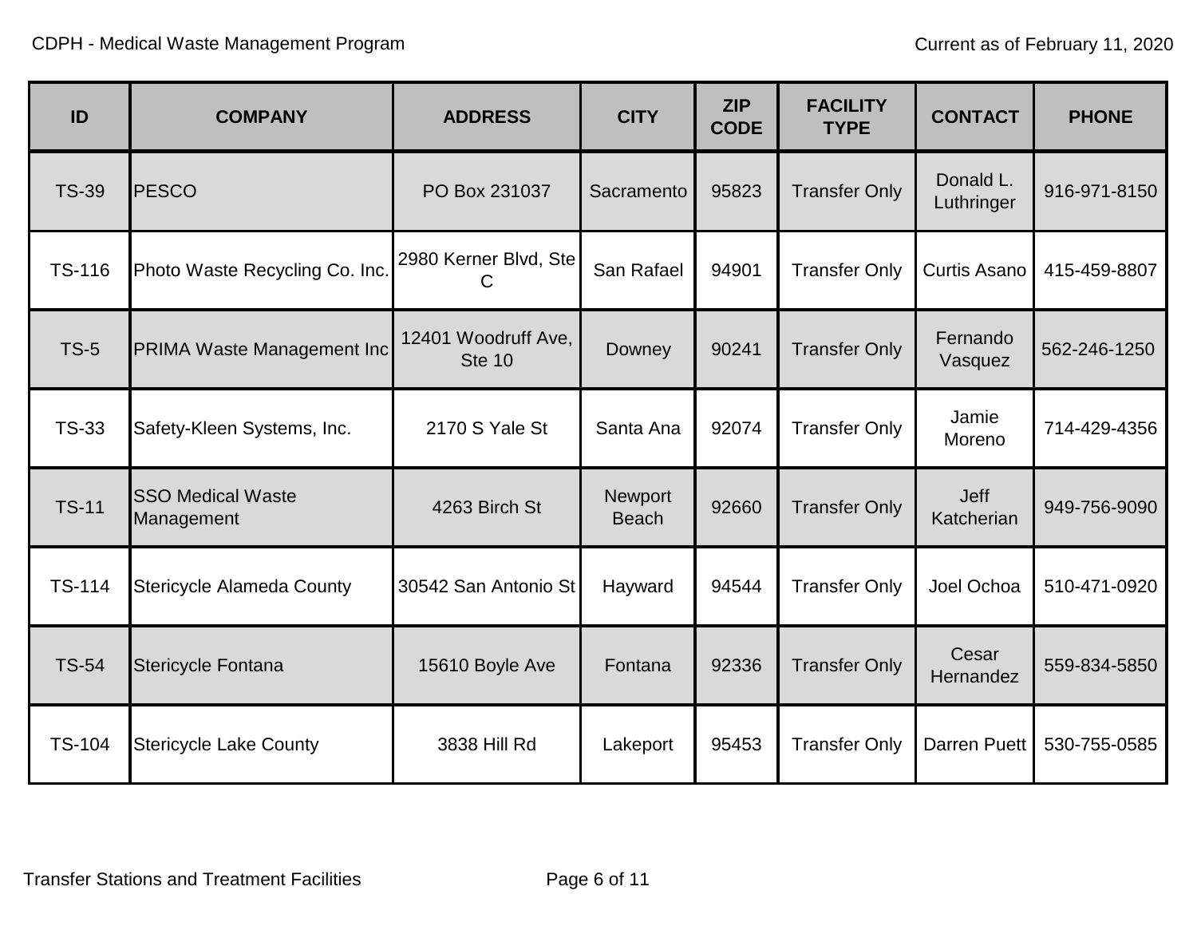| ID | COMPANY | ADDRESS | CITY | ZIP CODE | FACILITY TYPE | CONTACT | PHONE |
|---|---|---|---|---|---|---|---|
| TS-39 | PESCO | PO Box 231037 | Sacramento | 95823 | Transfer Only | Donald L. Luthringer | 916-971-8150 |
| TS-116 | Photo Waste Recycling Co. Inc. | 2980 Kerner Blvd, Ste C | San Rafael | 94901 | Transfer Only | Curtis Asano | 415-459-8807 |
| TS-5 | PRIMA Waste Management Inc | 12401 Woodruff Ave, Ste 10 | Downey | 90241 | Transfer Only | Fernando Vasquez | 562-246-1250 |
| TS-33 | Safety-Kleen Systems, Inc. | 2170 S Yale St | Santa Ana | 92074 | Transfer Only | Jamie Moreno | 714-429-4356 |
| TS-11 | SSO Medical Waste Management | 4263 Birch St | Newport Beach | 92660 | Transfer Only | Jeff Katcherian | 949-756-9090 |
| TS-114 | Stericycle Alameda County | 30542 San Antonio St | Hayward | 94544 | Transfer Only | Joel Ochoa | 510-471-0920 |
| TS-54 | Stericycle Fontana | 15610 Boyle Ave | Fontana | 92336 | Transfer Only | Cesar Hernandez | 559-834-5850 |
| TS-104 | Stericycle Lake County | 3838 Hill Rd | Lakeport | 95453 | Transfer Only | Darren Puett | 530-755-0585 |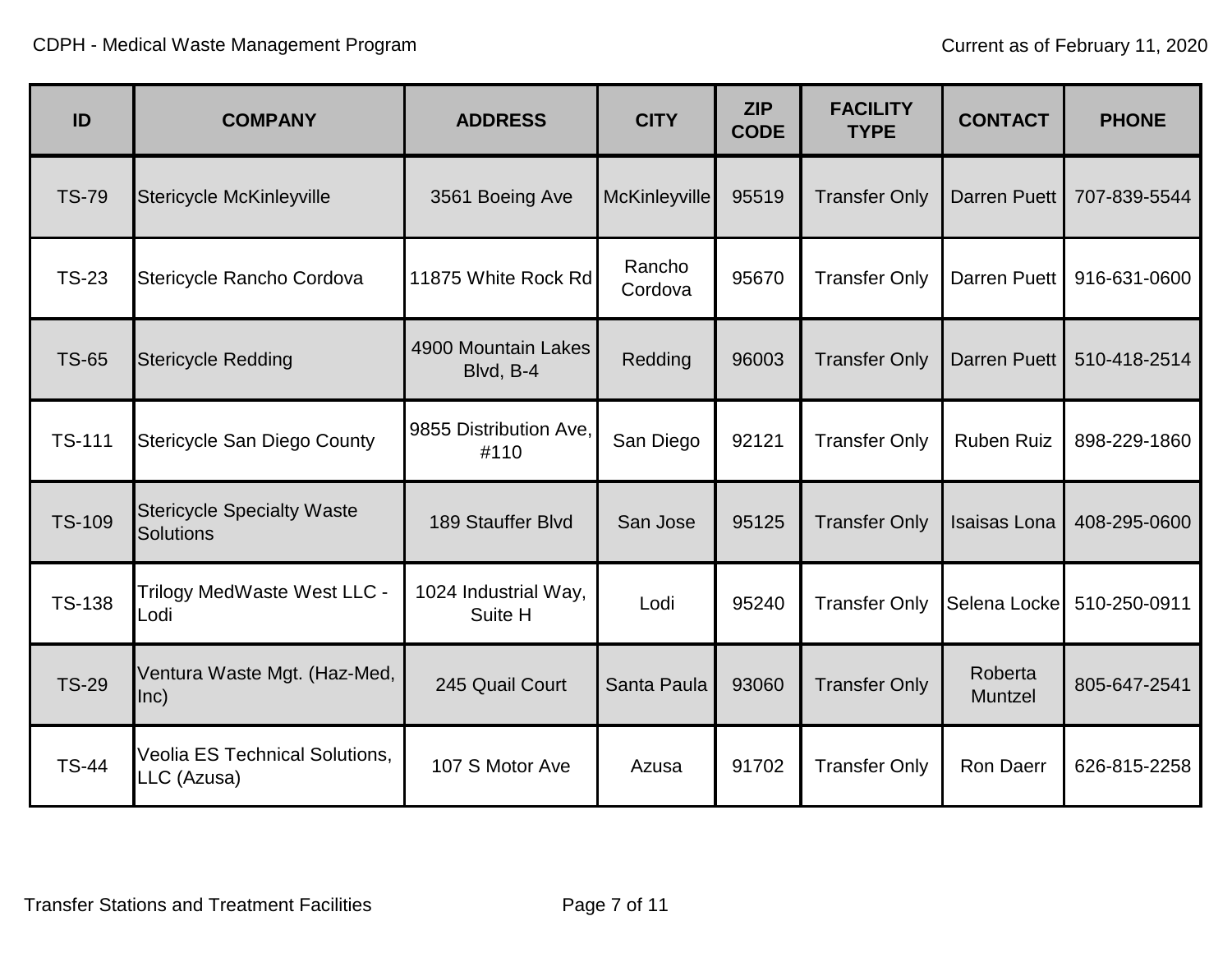| ID | COMPANY | ADDRESS | CITY | ZIP CODE | FACILITY TYPE | CONTACT | PHONE |
|---|---|---|---|---|---|---|---|
| TS-79 | Stericycle McKinleyville | 3561 Boeing Ave | McKinleyville | 95519 | Transfer Only | Darren Puett | 707-839-5544 |
| TS-23 | Stericycle Rancho Cordova | 11875 White Rock Rd | Rancho Cordova | 95670 | Transfer Only | Darren Puett | 916-631-0600 |
| TS-65 | Stericycle Redding | 4900 Mountain Lakes Blvd, B-4 | Redding | 96003 | Transfer Only | Darren Puett | 510-418-2514 |
| TS-111 | Stericycle San Diego County | 9855 Distribution Ave, #110 | San Diego | 92121 | Transfer Only | Ruben Ruiz | 898-229-1860 |
| TS-109 | Stericycle Specialty Waste Solutions | 189 Stauffer Blvd | San Jose | 95125 | Transfer Only | Isaisas Lona | 408-295-0600 |
| TS-138 | Trilogy MedWaste West LLC - Lodi | 1024 Industrial Way, Suite H | Lodi | 95240 | Transfer Only | Selena Locke | 510-250-0911 |
| TS-29 | Ventura Waste Mgt. (Haz-Med, Inc) | 245 Quail Court | Santa Paula | 93060 | Transfer Only | Roberta Muntzel | 805-647-2541 |
| TS-44 | Veolia ES Technical Solutions, LLC (Azusa) | 107 S Motor Ave | Azusa | 91702 | Transfer Only | Ron Daerr | 626-815-2258 |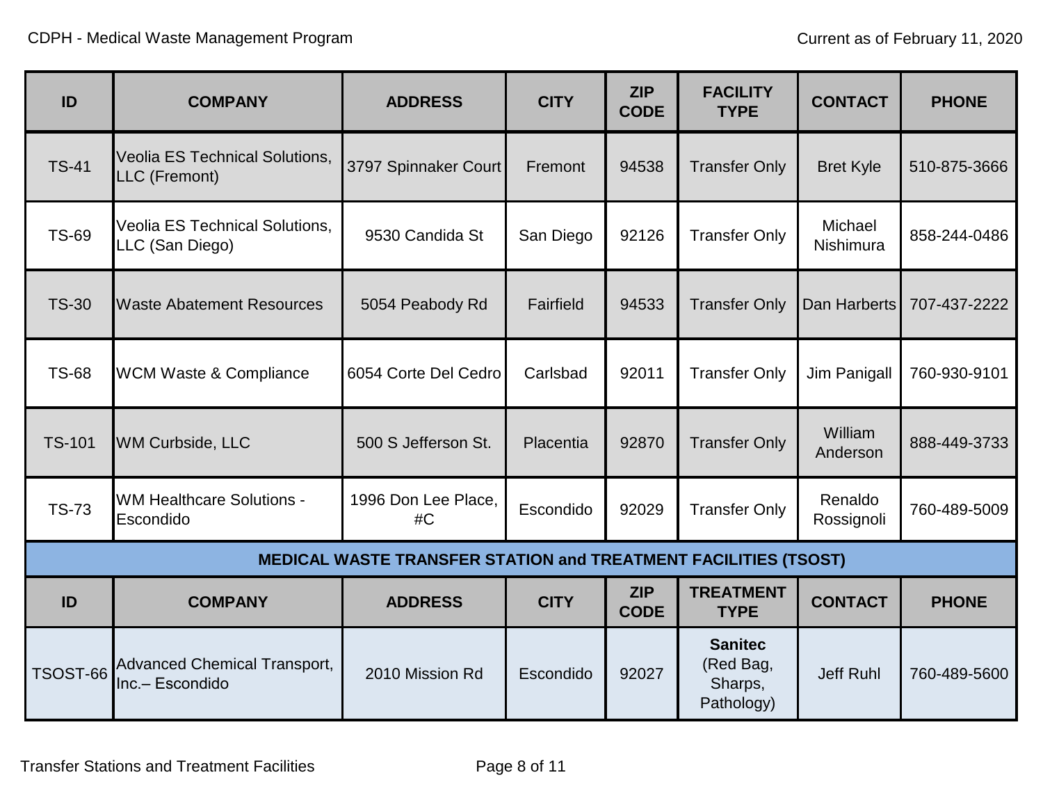| ID | COMPANY | ADDRESS | CITY | ZIP CODE | FACILITY TYPE | CONTACT | PHONE |
|---|---|---|---|---|---|---|---|
| TS-41 | Veolia ES Technical Solutions, LLC (Fremont) | 3797 Spinnaker Court | Fremont | 94538 | Transfer Only | Bret Kyle | 510-875-3666 |
| TS-69 | Veolia ES Technical Solutions, LLC (San Diego) | 9530 Candida St | San Diego | 92126 | Transfer Only | Michael Nishimura | 858-244-0486 |
| TS-30 | Waste Abatement Resources | 5054 Peabody Rd | Fairfield | 94533 | Transfer Only | Dan Harberts | 707-437-2222 |
| TS-68 | WCM Waste & Compliance | 6054 Corte Del Cedro | Carlsbad | 92011 | Transfer Only | Jim Panigall | 760-930-9101 |
| TS-101 | WM Curbside, LLC | 500 S Jefferson St. | Placentia | 92870 | Transfer Only | William Anderson | 888-449-3733 |
| TS-73 | WM Healthcare Solutions - Escondido | 1996 Don Lee Place, #C | Escondido | 92029 | Transfer Only | Renaldo Rossignoli | 760-489-5009 |

## MEDICAL WASTE TRANSFER STATION and TREATMENT FACILITIES (TSOST)

| ID | COMPANY | ADDRESS | CITY | ZIP CODE | TREATMENT TYPE | CONTACT | PHONE |
|---|---|---|---|---|---|---|---|
| TSOST-66 | Advanced Chemical Transport, Inc.– Escondido | 2010 Mission Rd | Escondido | 92027 | **Sanitec** (Red Bag, Sharps, Pathology) | Jeff Ruhl | 760-489-5600 |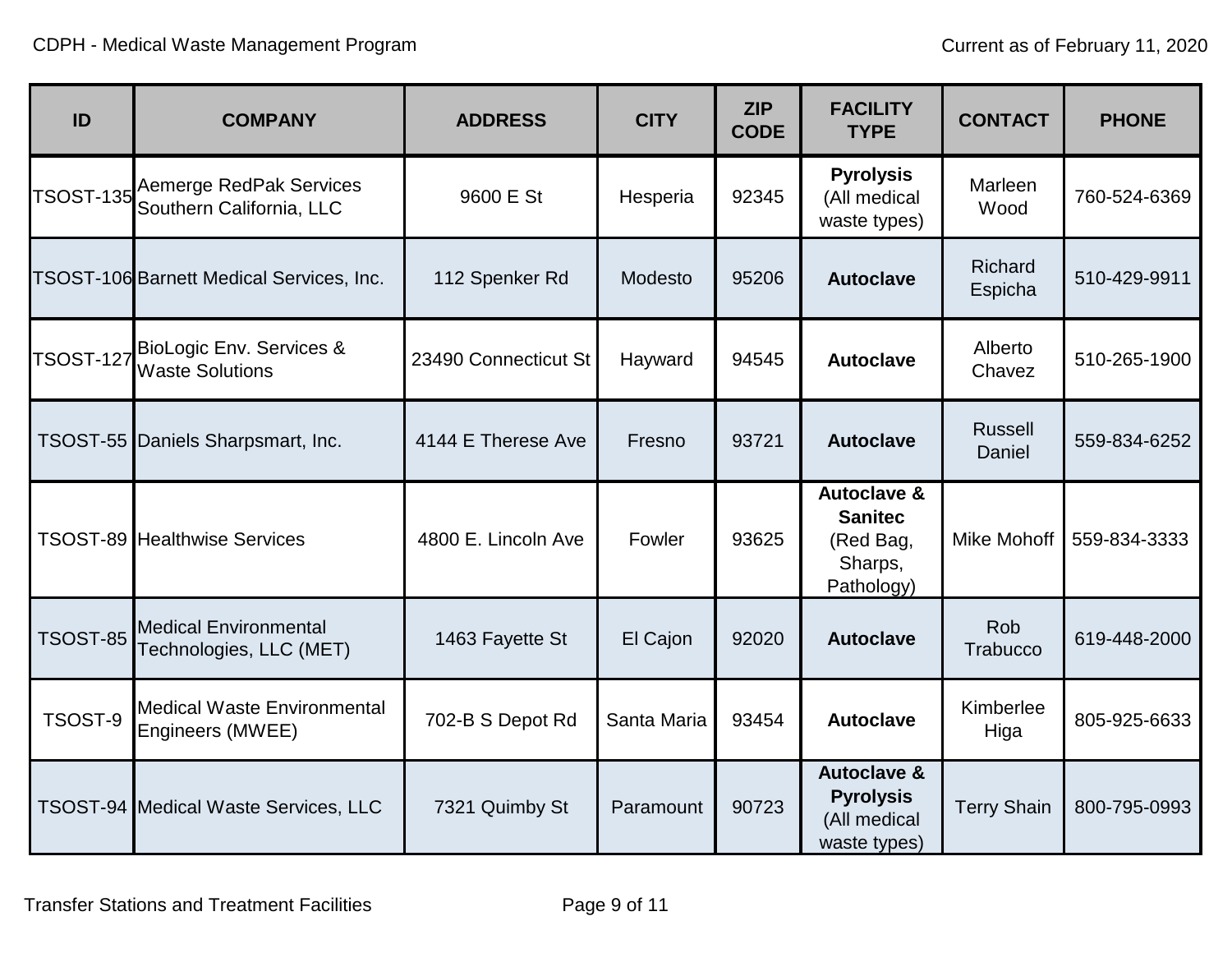| ID | COMPANY | ADDRESS | CITY | ZIP CODE | FACILITY TYPE | CONTACT | PHONE |
|---|---|---|---|---|---|---|---|
| TSOST-135 | Aemerge RedPak Services Southern California, LLC | 9600 E St | Hesperia | 92345 | **Pyrolysis** (All medical waste types) | Marleen Wood | 760-524-6369 |
| TSOST-106 | Barnett Medical Services, Inc. | 112 Spenker Rd | Modesto | 95206 | **Autoclave** | Richard Espicha | 510-429-9911 |
| TSOST-127 | BioLogic Env. Services & Waste Solutions | 23490 Connecticut St | Hayward | 94545 | **Autoclave** | Alberto Chavez | 510-265-1900 |
| TSOST-55 | Daniels Sharpsmart, Inc. | 4144 E Therese Ave | Fresno | 93721 | **Autoclave** | Russell Daniel | 559-834-6252 |
| TSOST-89 | Healthwise Services | 4800 E. Lincoln Ave | Fowler | 93625 | **Autoclave & Sanitec** (Red Bag, Sharps, Pathology) | Mike Mohoff | 559-834-3333 |
| TSOST-85 | Medical Environmental Technologies, LLC (MET) | 1463 Fayette St | El Cajon | 92020 | **Autoclave** | Rob Trabucco | 619-448-2000 |
| TSOST-9 | Medical Waste Environmental Engineers (MWEE) | 702-B S Depot Rd | Santa Maria | 93454 | **Autoclave** | Kimberlee Higa | 805-925-6633 |
| TSOST-94 | Medical Waste Services, LLC | 7321 Quimby St | Paramount | 90723 | **Autoclave & Pyrolysis** (All medical waste types) | Terry Shain | 800-795-0993 |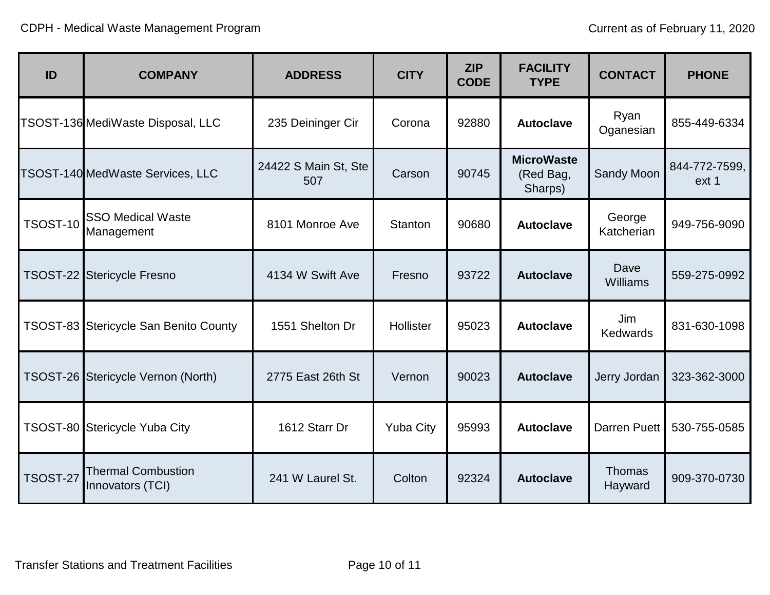| ID | COMPANY | ADDRESS | CITY | ZIP CODE | FACILITY TYPE | CONTACT | PHONE |
|---|---|---|---|---|---|---|---|
| TSOST-136 | MediWaste Disposal, LLC | 235 Deininger Cir | Corona | 92880 | **Autoclave** | Ryan Oganesian | 855-449-6334 |
| TSOST-140 | MedWaste Services, LLC | 24422 S Main St, Ste 507 | Carson | 90745 | **MicroWaste** (Red Bag, Sharps) | Sandy Moon | 844-772-7599, ext 1 |
| TSOST-10 | SSO Medical Waste Management | 8101 Monroe Ave | Stanton | 90680 | **Autoclave** | George Katcherian | 949-756-9090 |
| TSOST-22 | Stericycle Fresno | 4134 W Swift Ave | Fresno | 93722 | **Autoclave** | Dave Williams | 559-275-0992 |
| TSOST-83 | Stericycle San Benito County | 1551 Shelton Dr | Hollister | 95023 | **Autoclave** | Jim Kedwards | 831-630-1098 |
| TSOST-26 | Stericycle Vernon (North) | 2775 East 26th St | Vernon | 90023 | **Autoclave** | Jerry Jordan | 323-362-3000 |
| TSOST-80 | Stericycle Yuba City | 1612 Starr Dr | Yuba City | 95993 | **Autoclave** | Darren Puett | 530-755-0585 |
| TSOST-27 | Thermal Combustion Innovators (TCI) | 241 W Laurel St. | Colton | 92324 | **Autoclave** | Thomas Hayward | 909-370-0730 |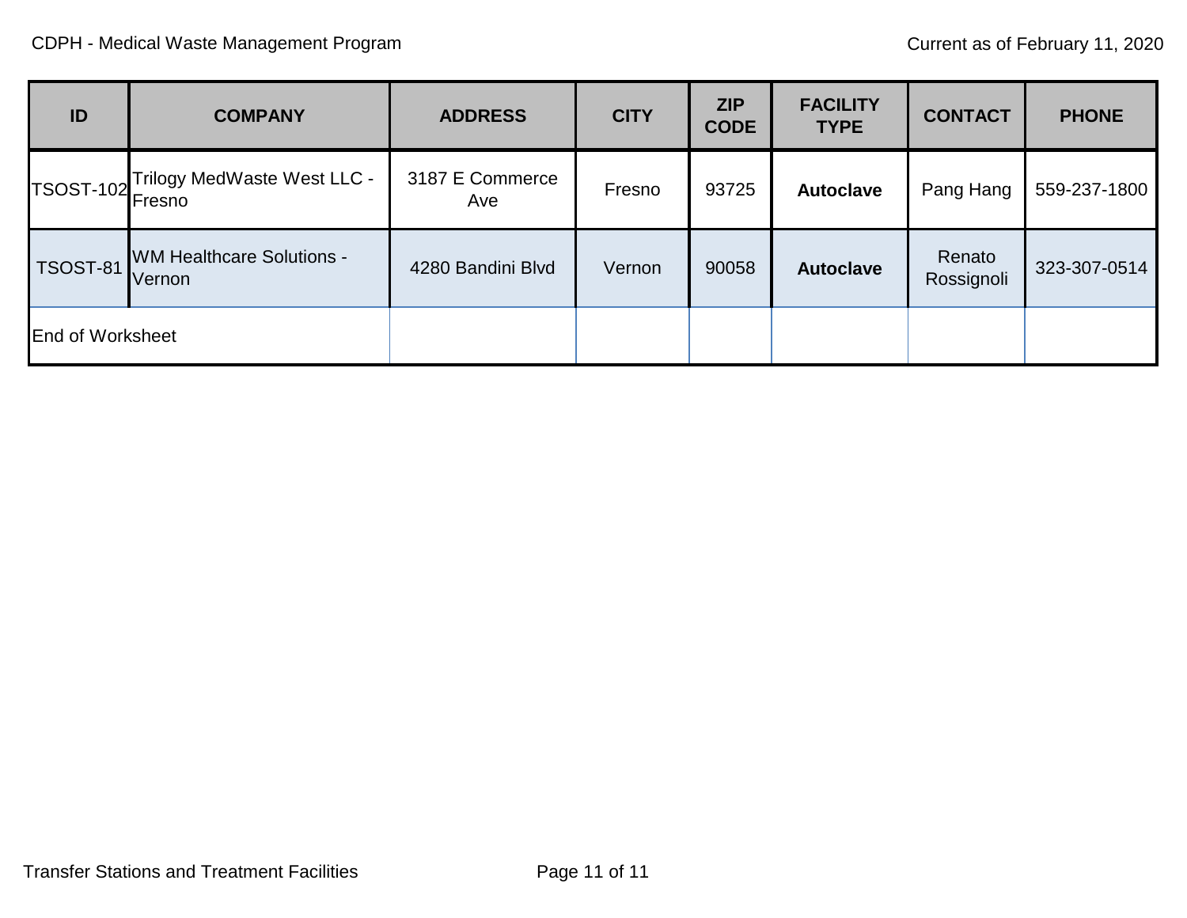| ID | COMPANY | ADDRESS | CITY | ZIP CODE | FACILITY TYPE | CONTACT | PHONE |
|---|---|---|---|---|---|---|---|
| TSOST-102 | Trilogy MedWaste West LLC - Fresno | 3187 E Commerce Ave | Fresno | 93725 | **Autoclave** | Pang Hang | 559-237-1800 |
| TSOST-81 | WM Healthcare Solutions - Vernon | 4280 Bandini Blvd | Vernon | 90058 | **Autoclave** | Renato Rossignoli | 323-307-0514 |
| End of Worksheet | | | | | | | |